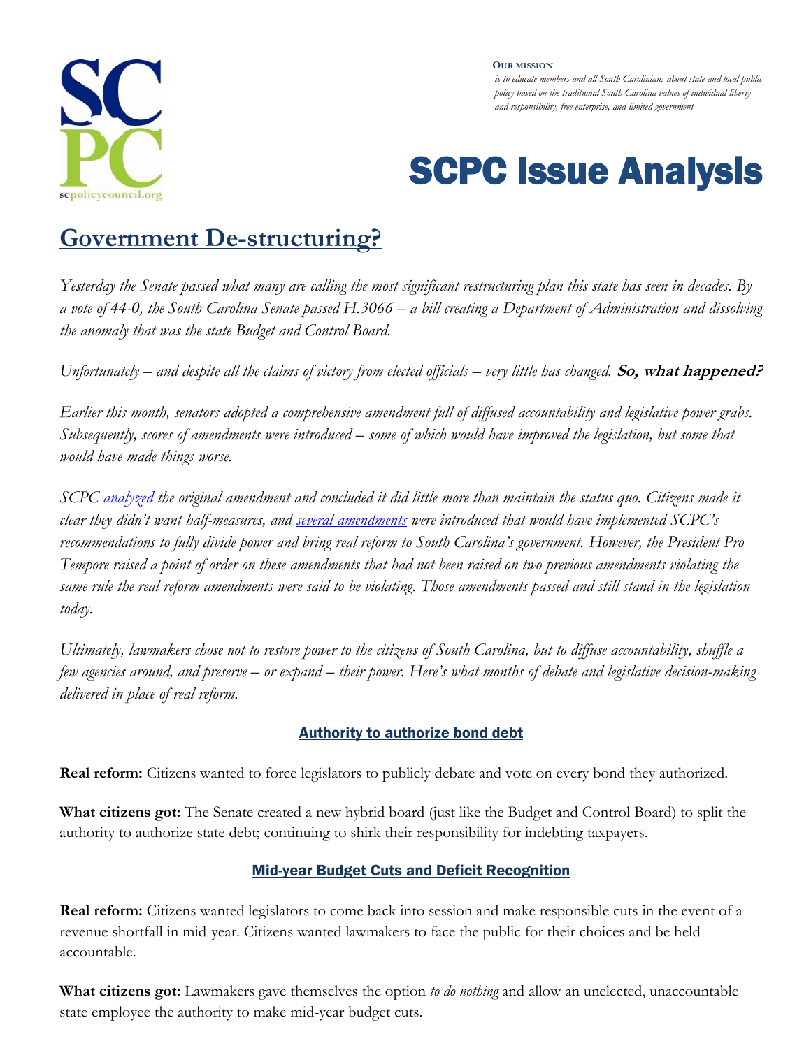**OUR MISSION**
*is to educate members and all South Carolinians about state and local public policy based on the traditional South Carolina values of individual liberty and responsibility, free enterprise, and limited government*

# SCPC Issue Analysis

## Government De-structuring?

*Yesterday the Senate passed what many are calling the most significant restructuring plan this state has seen in decades. By a vote of 44-0, the South Carolina Senate passed H.3066 – a bill creating a Department of Administration and dissolving the anomaly that was the state Budget and Control Board.*

*Unfortunately – and despite all the claims of victory from elected officials – very little has changed.* ***So, what happened?***

*Earlier this month, senators adopted a comprehensive amendment full of diffused accountability and legislative power grabs. Subsequently, scores of amendments were introduced – some of which would have improved the legislation, but some that would have made things worse.*

*SCPC analyzed the original amendment and concluded it did little more than maintain the status quo. Citizens made it clear they didn't want half-measures, and several amendments were introduced that would have implemented SCPC's recommendations to fully divide power and bring real reform to South Carolina's government. However, the President Pro Tempore raised a point of order on these amendments that had not been raised on two previous amendments violating the same rule the real reform amendments were said to be violating. Those amendments passed and still stand in the legislation today.*

*Ultimately, lawmakers chose not to restore power to the citizens of South Carolina, but to diffuse accountability, shuffle a few agencies around, and preserve – or expand – their power. Here's what months of debate and legislative decision-making delivered in place of real reform.*

### Authority to authorize bond debt

**Real reform:** Citizens wanted to force legislators to publicly debate and vote on every bond they authorized.

**What citizens got:** The Senate created a new hybrid board (just like the Budget and Control Board) to split the authority to authorize state debt; continuing to shirk their responsibility for indebting taxpayers.

### Mid-year Budget Cuts and Deficit Recognition

**Real reform:** Citizens wanted legislators to come back into session and make responsible cuts in the event of a revenue shortfall in mid-year. Citizens wanted lawmakers to face the public for their choices and be held accountable.

**What citizens got:** Lawmakers gave themselves the option *to do nothing* and allow an unelected, unaccountable state employee the authority to make mid-year budget cuts.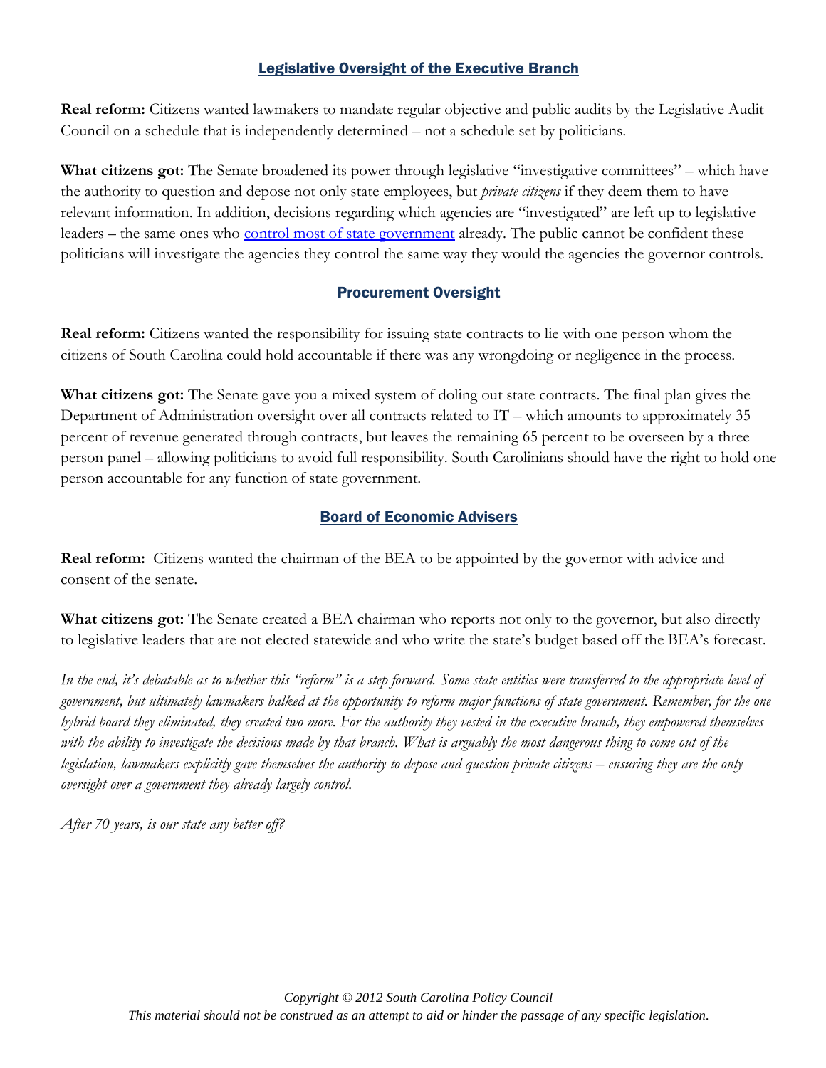## Legislative Oversight of the Executive Branch

**Real reform:** Citizens wanted lawmakers to mandate regular objective and public audits by the Legislative Audit Council on a schedule that is independently determined – not a schedule set by politicians.

**What citizens got:** The Senate broadened its power through legislative "investigative committees" – which have the authority to question and depose not only state employees, but *private citizens* if they deem them to have relevant information. In addition, decisions regarding which agencies are "investigated" are left up to legislative leaders – the same ones who control most of state government already. The public cannot be confident these politicians will investigate the agencies they control the same way they would the agencies the governor controls.

## Procurement Oversight

**Real reform:** Citizens wanted the responsibility for issuing state contracts to lie with one person whom the citizens of South Carolina could hold accountable if there was any wrongdoing or negligence in the process.

**What citizens got:** The Senate gave you a mixed system of doling out state contracts. The final plan gives the Department of Administration oversight over all contracts related to IT – which amounts to approximately 35 percent of revenue generated through contracts, but leaves the remaining 65 percent to be overseen by a three person panel – allowing politicians to avoid full responsibility. South Carolinians should have the right to hold one person accountable for any function of state government.

## Board of Economic Advisers

**Real reform:** Citizens wanted the chairman of the BEA to be appointed by the governor with advice and consent of the senate.

**What citizens got:** The Senate created a BEA chairman who reports not only to the governor, but also directly to legislative leaders that are not elected statewide and who write the state's budget based off the BEA's forecast.

*In the end, it's debatable as to whether this "reform" is a step forward. Some state entities were transferred to the appropriate level of government, but ultimately lawmakers balked at the opportunity to reform major functions of state government. Remember, for the one hybrid board they eliminated, they created two more. For the authority they vested in the executive branch, they empowered themselves with the ability to investigate the decisions made by that branch. What is arguably the most dangerous thing to come out of the legislation, lawmakers explicitly gave themselves the authority to depose and question private citizens – ensuring they are the only oversight over a government they already largely control.*

*After 70 years, is our state any better off?*

*Copyright © 2012 South Carolina Policy Council*
*This material should not be construed as an attempt to aid or hinder the passage of any specific legislation.*